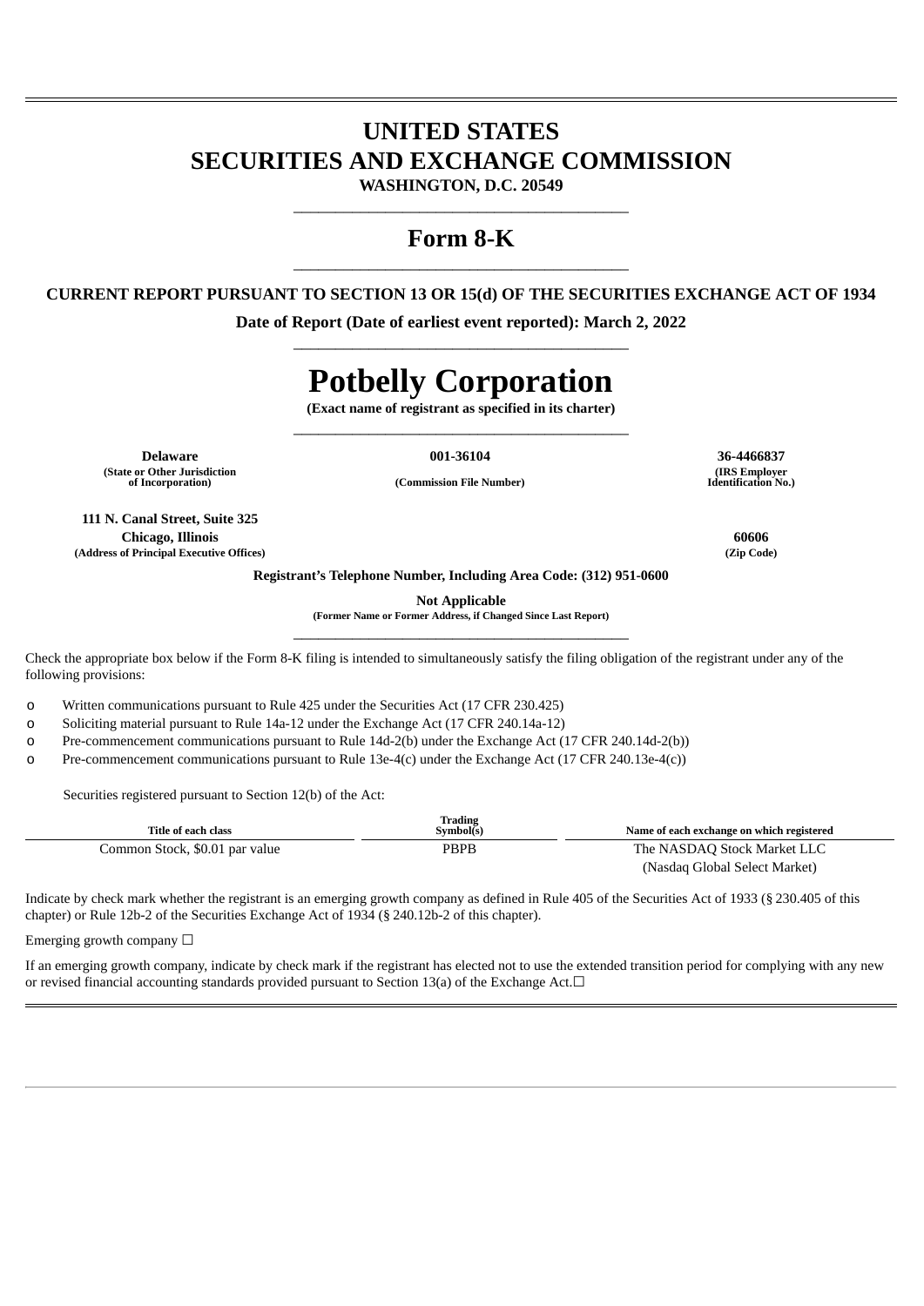# UNITED STATES
# SECURITIES AND EXCHANGE COMMISSION

**WASHINGTON, D.C. 20549**

---

## Form 8-K

---

**CURRENT REPORT PURSUANT TO SECTION 13 OR 15(d) OF THE SECURITIES EXCHANGE ACT OF 1934**

**Date of Report (Date of earliest event reported): March 2, 2022**

---

# Potbelly Corporation

**(Exact name of registrant as specified in its charter)**

---

| **Delaware** | **001-36104** | **36-4466837** |
|---|---|---|
| **(State or Other Jurisdiction of Incorporation)** | **(Commission File Number)** | **(IRS Employer Identification No.)** |

| **111 N. Canal Street, Suite 325 Chicago, Illinois** | **60606** |
|---|---|
| **(Address of Principal Executive Offices)** | **(Zip Code)** |

**Registrant's Telephone Number, Including Area Code: (312) 951-0600**

**Not Applicable**
**(Former Name or Former Address, if Changed Since Last Report)**

---

Check the appropriate box below if the Form 8-K filing is intended to simultaneously satisfy the filing obligation of the registrant under any of the following provisions:

o Written communications pursuant to Rule 425 under the Securities Act (17 CFR 230.425)

o Soliciting material pursuant to Rule 14a-12 under the Exchange Act (17 CFR 240.14a-12)

o Pre-commencement communications pursuant to Rule 14d-2(b) under the Exchange Act (17 CFR 240.14d-2(b))

o Pre-commencement communications pursuant to Rule 13e-4(c) under the Exchange Act (17 CFR 240.13e-4(c))

Securities registered pursuant to Section 12(b) of the Act:

| Title of each class | Trading Symbol(s) | Name of each exchange on which registered |
|---|---|---|
| Common Stock, $0.01 par value | PBPB | The NASDAQ Stock Market LLC (Nasdaq Global Select Market) |

Indicate by check mark whether the registrant is an emerging growth company as defined in Rule 405 of the Securities Act of 1933 (§ 230.405 of this chapter) or Rule 12b-2 of the Securities Exchange Act of 1934 (§ 240.12b-2 of this chapter).

Emerging growth company ☐

If an emerging growth company, indicate by check mark if the registrant has elected not to use the extended transition period for complying with any new or revised financial accounting standards provided pursuant to Section 13(a) of the Exchange Act.☐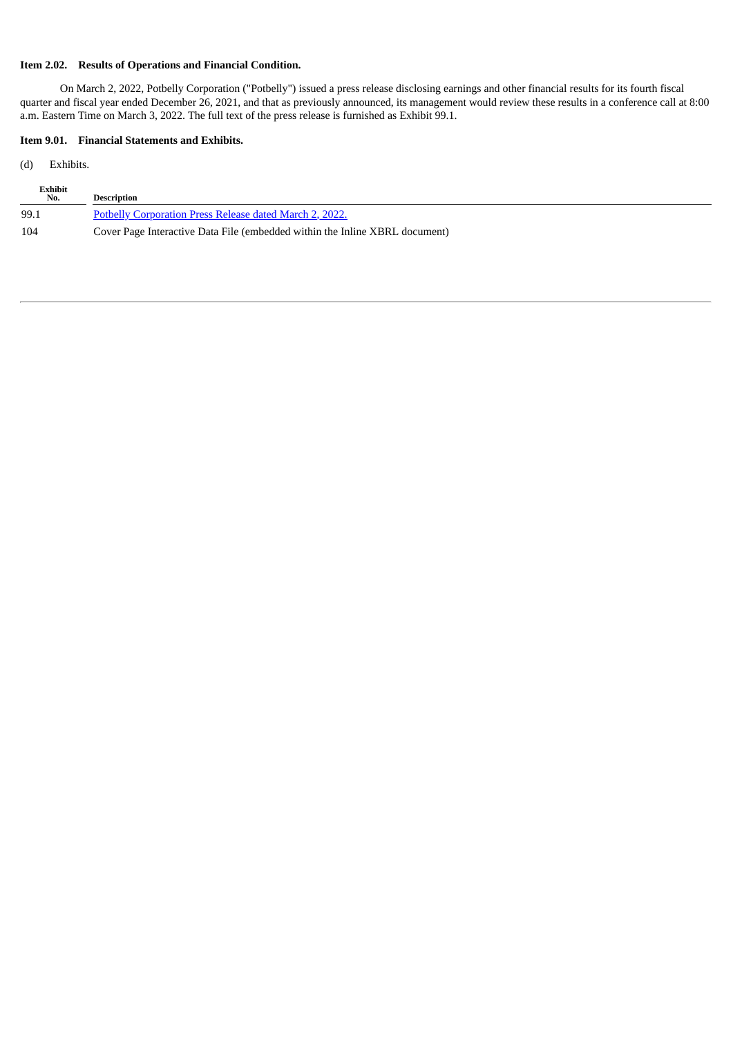**Item 2.02. Results of Operations and Financial Condition.**

On March 2, 2022, Potbelly Corporation ("Potbelly") issued a press release disclosing earnings and other financial results for its fourth fiscal quarter and fiscal year ended December 26, 2021, and that as previously announced, its management would review these results in a conference call at 8:00 a.m. Eastern Time on March 3, 2022. The full text of the press release is furnished as Exhibit 99.1.

**Item 9.01. Financial Statements and Exhibits.**

(d) Exhibits.

| Exhibit No. | Description |
|---|---|
| 99.1 | Potbelly Corporation Press Release dated March 2, 2022. |
| 104 | Cover Page Interactive Data File (embedded within the Inline XBRL document) |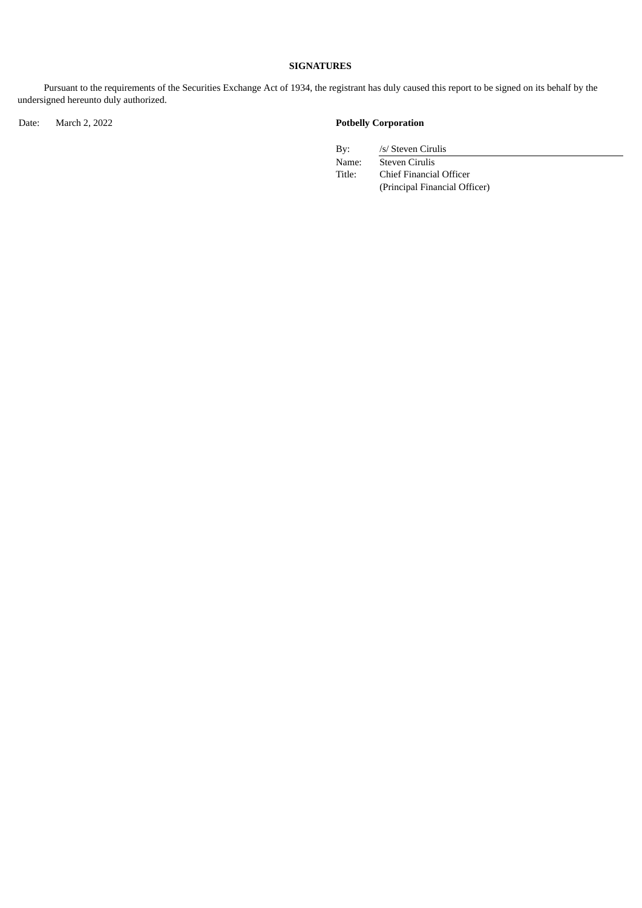**SIGNATURES**

Pursuant to the requirements of the Securities Exchange Act of 1934, the registrant has duly caused this report to be signed on its behalf by the undersigned hereunto duly authorized.

Date: March 2, 2022

**Potbelly Corporation**

| | |
|---|---|
| By: | /s/ Steven Cirulis |
| Name: | Steven Cirulis |
| Title: | Chief Financial Officer (Principal Financial Officer) |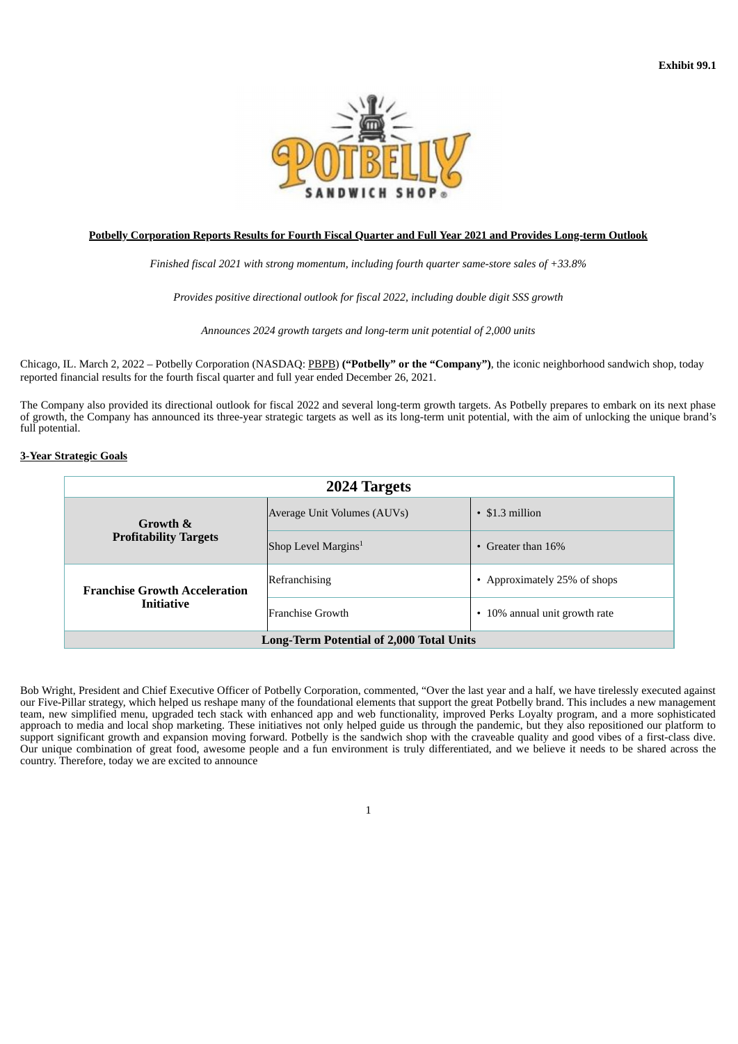**Exhibit 99.1**

**Potbelly Corporation Reports Results for Fourth Fiscal Quarter and Full Year 2021 and Provides Long-term Outlook**

*Finished fiscal 2021 with strong momentum, including fourth quarter same-store sales of +33.8%*

*Provides positive directional outlook for fiscal 2022, including double digit SSS growth*

*Announces 2024 growth targets and long-term unit potential of 2,000 units*

Chicago, IL. March 2, 2022 – Potbelly Corporation (NASDAQ: PBPB) **("Potbelly" or the "Company")**, the iconic neighborhood sandwich shop, today reported financial results for the fourth fiscal quarter and full year ended December 26, 2021.

The Company also provided its directional outlook for fiscal 2022 and several long-term growth targets. As Potbelly prepares to embark on its next phase of growth, the Company has announced its three-year strategic targets as well as its long-term unit potential, with the aim of unlocking the unique brand's full potential.

**3-Year Strategic Goals**

| **2024 Targets** | | |
|---|---|---|
| **Growth & Profitability Targets** | Average Unit Volumes (AUVs) | • $1.3 million |
| | Shop Level Margins[1] | • Greater than 16% |
| **Franchise Growth Acceleration Initiative** | Refranchising | • Approximately 25% of shops |
| | Franchise Growth | • 10% annual unit growth rate |
| **Long-Term Potential of 2,000 Total Units** | | |

Bob Wright, President and Chief Executive Officer of Potbelly Corporation, commented, "Over the last year and a half, we have tirelessly executed against our Five-Pillar strategy, which helped us reshape many of the foundational elements that support the great Potbelly brand. This includes a new management team, new simplified menu, upgraded tech stack with enhanced app and web functionality, improved Perks Loyalty program, and a more sophisticated approach to media and local shop marketing. These initiatives not only helped guide us through the pandemic, but they also repositioned our platform to support significant growth and expansion moving forward. Potbelly is the sandwich shop with the craveable quality and good vibes of a first-class dive. Our unique combination of great food, awesome people and a fun environment is truly differentiated, and we believe it needs to be shared across the country. Therefore, today we are excited to announce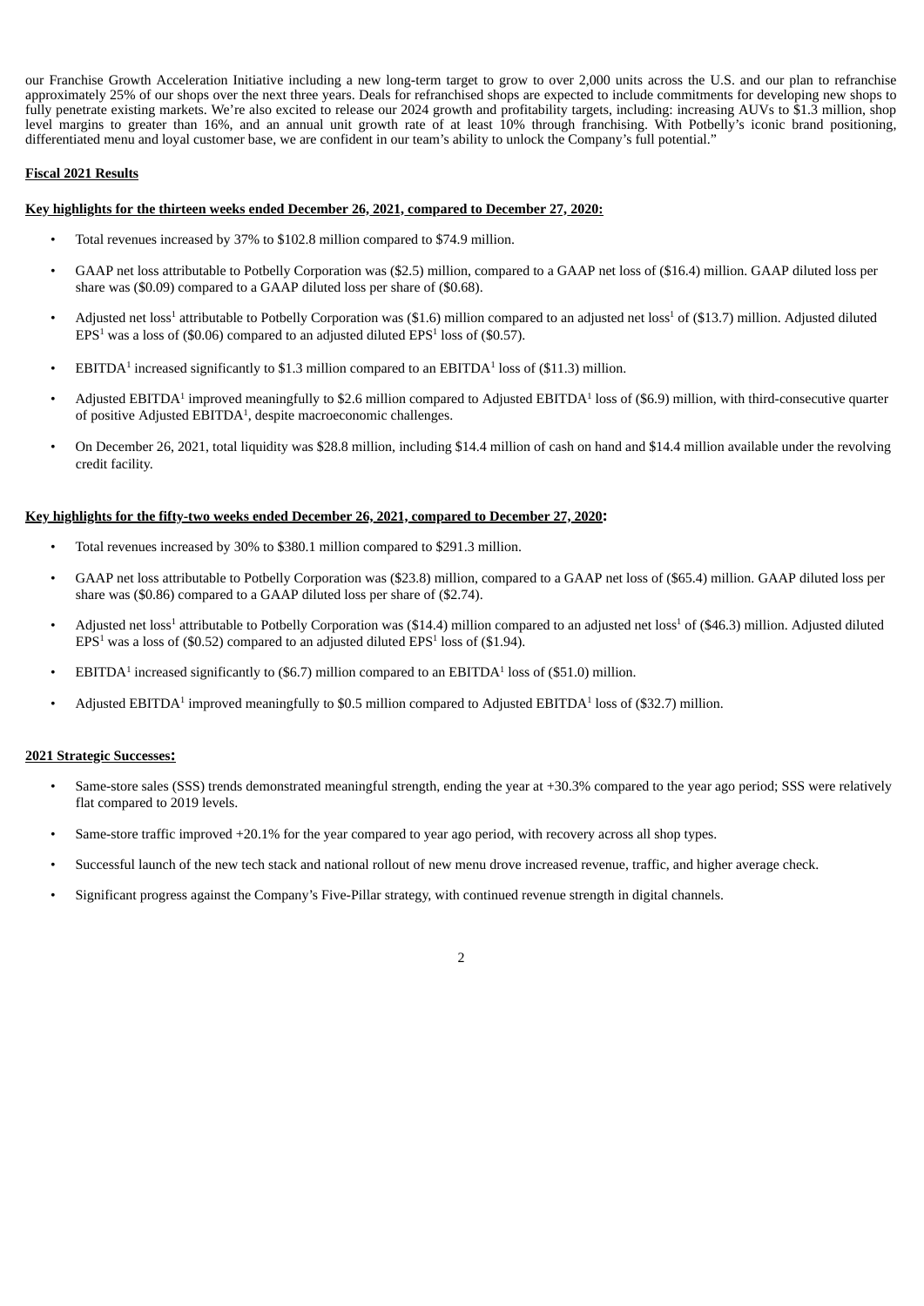our Franchise Growth Acceleration Initiative including a new long-term target to grow to over 2,000 units across the U.S. and our plan to refranchise approximately 25% of our shops over the next three years. Deals for refranchised shops are expected to include commitments for developing new shops to fully penetrate existing markets. We're also excited to release our 2024 growth and profitability targets, including: increasing AUVs to $1.3 million, shop level margins to greater than 16%, and an annual unit growth rate of at least 10% through franchising. With Potbelly's iconic brand positioning, differentiated menu and loyal customer base, we are confident in our team's ability to unlock the Company's full potential."

**Fiscal 2021 Results**

**Key highlights for the thirteen weeks ended December 26, 2021, compared to December 27, 2020:**

- Total revenues increased by 37% to $102.8 million compared to $74.9 million.
- GAAP net loss attributable to Potbelly Corporation was ($2.5) million, compared to a GAAP net loss of ($16.4) million. GAAP diluted loss per share was ($0.09) compared to a GAAP diluted loss per share of ($0.68).
- Adjusted net loss[1] attributable to Potbelly Corporation was ($1.6) million compared to an adjusted net loss[1] of ($13.7) million. Adjusted diluted EPS[1] was a loss of ($0.06) compared to an adjusted diluted EPS[1] loss of ($0.57).
- EBITDA[1] increased significantly to $1.3 million compared to an EBITDA[1] loss of ($11.3) million.
- Adjusted EBITDA[1] improved meaningfully to $2.6 million compared to Adjusted EBITDA[1] loss of ($6.9) million, with third-consecutive quarter of positive Adjusted EBITDA[1], despite macroeconomic challenges.
- On December 26, 2021, total liquidity was $28.8 million, including $14.4 million of cash on hand and $14.4 million available under the revolving credit facility.

**Key highlights for the fifty-two weeks ended December 26, 2021, compared to December 27, 2020:**

- Total revenues increased by 30% to $380.1 million compared to $291.3 million.
- GAAP net loss attributable to Potbelly Corporation was ($23.8) million, compared to a GAAP net loss of ($65.4) million. GAAP diluted loss per share was ($0.86) compared to a GAAP diluted loss per share of ($2.74).
- Adjusted net loss[1] attributable to Potbelly Corporation was ($14.4) million compared to an adjusted net loss[1] of ($46.3) million. Adjusted diluted EPS[1] was a loss of ($0.52) compared to an adjusted diluted EPS[1] loss of ($1.94).
- EBITDA[1] increased significantly to ($6.7) million compared to an EBITDA[1] loss of ($51.0) million.
- Adjusted EBITDA[1] improved meaningfully to $0.5 million compared to Adjusted EBITDA[1] loss of ($32.7) million.

**2021 Strategic Successes:**

- Same-store sales (SSS) trends demonstrated meaningful strength, ending the year at +30.3% compared to the year ago period; SSS were relatively flat compared to 2019 levels.
- Same-store traffic improved +20.1% for the year compared to year ago period, with recovery across all shop types.
- Successful launch of the new tech stack and national rollout of new menu drove increased revenue, traffic, and higher average check.
- Significant progress against the Company's Five-Pillar strategy, with continued revenue strength in digital channels.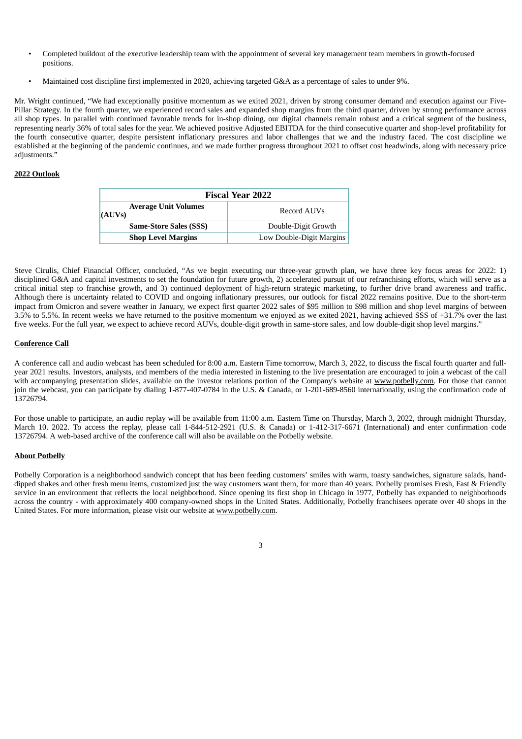- Completed buildout of the executive leadership team with the appointment of several key management team members in growth-focused positions.
- Maintained cost discipline first implemented in 2020, achieving targeted G&A as a percentage of sales to under 9%.

Mr. Wright continued, "We had exceptionally positive momentum as we exited 2021, driven by strong consumer demand and execution against our Five-Pillar Strategy. In the fourth quarter, we experienced record sales and expanded shop margins from the third quarter, driven by strong performance across all shop types. In parallel with continued favorable trends for in-shop dining, our digital channels remain robust and a critical segment of the business, representing nearly 36% of total sales for the year. We achieved positive Adjusted EBITDA for the third consecutive quarter and shop-level profitability for the fourth consecutive quarter, despite persistent inflationary pressures and labor challenges that we and the industry faced. The cost discipline we established at the beginning of the pandemic continues, and we made further progress throughout 2021 to offset cost headwinds, along with necessary price adjustments."

**2022 Outlook**

| Fiscal Year 2022 | |
|---|---|
| **Average Unit Volumes (AUVs)** | Record AUVs |
| **Same-Store Sales (SSS)** | Double-Digit Growth |
| **Shop Level Margins** | Low Double-Digit Margins |

Steve Cirulis, Chief Financial Officer, concluded, "As we begin executing our three-year growth plan, we have three key focus areas for 2022: 1) disciplined G&A and capital investments to set the foundation for future growth, 2) accelerated pursuit of our refranchising efforts, which will serve as a critical initial step to franchise growth, and 3) continued deployment of high-return strategic marketing, to further drive brand awareness and traffic. Although there is uncertainty related to COVID and ongoing inflationary pressures, our outlook for fiscal 2022 remains positive. Due to the short-term impact from Omicron and severe weather in January, we expect first quarter 2022 sales of $95 million to $98 million and shop level margins of between 3.5% to 5.5%. In recent weeks we have returned to the positive momentum we enjoyed as we exited 2021, having achieved SSS of +31.7% over the last five weeks. For the full year, we expect to achieve record AUVs, double-digit growth in same-store sales, and low double-digit shop level margins."

**Conference Call**

A conference call and audio webcast has been scheduled for 8:00 a.m. Eastern Time tomorrow, March 3, 2022, to discuss the fiscal fourth quarter and full-year 2021 results. Investors, analysts, and members of the media interested in listening to the live presentation are encouraged to join a webcast of the call with accompanying presentation slides, available on the investor relations portion of the Company's website at www.potbelly.com. For those that cannot join the webcast, you can participate by dialing 1-877-407-0784 in the U.S. & Canada, or 1-201-689-8560 internationally, using the confirmation code of 13726794.

For those unable to participate, an audio replay will be available from 11:00 a.m. Eastern Time on Thursday, March 3, 2022, through midnight Thursday, March 10. 2022. To access the replay, please call 1-844-512-2921 (U.S. & Canada) or 1-412-317-6671 (International) and enter confirmation code 13726794. A web-based archive of the conference call will also be available on the Potbelly website.

**About Potbelly**

Potbelly Corporation is a neighborhood sandwich concept that has been feeding customers' smiles with warm, toasty sandwiches, signature salads, hand-dipped shakes and other fresh menu items, customized just the way customers want them, for more than 40 years. Potbelly promises Fresh, Fast & Friendly service in an environment that reflects the local neighborhood. Since opening its first shop in Chicago in 1977, Potbelly has expanded to neighborhoods across the country - with approximately 400 company-owned shops in the United States. Additionally, Potbelly franchisees operate over 40 shops in the United States. For more information, please visit our website at www.potbelly.com.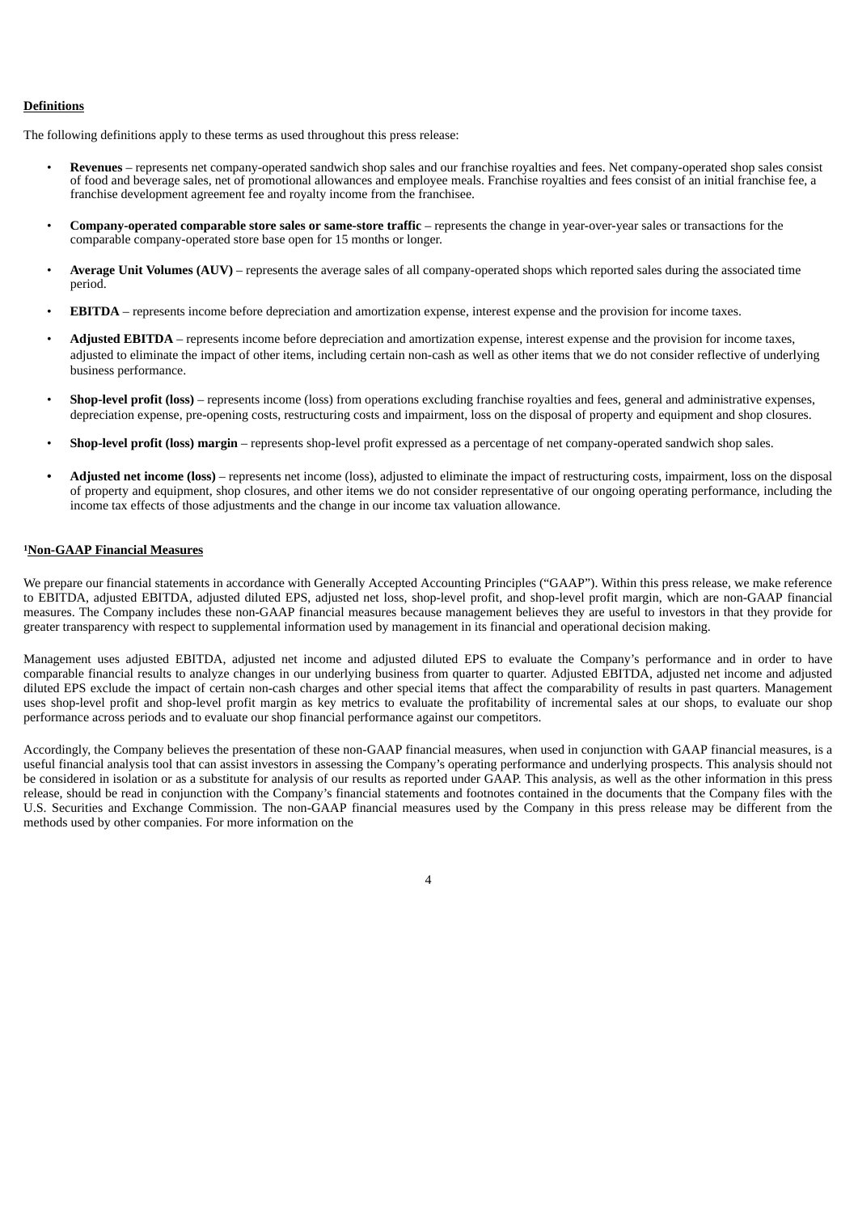**Definitions**

The following definitions apply to these terms as used throughout this press release:

- **Revenues** – represents net company-operated sandwich shop sales and our franchise royalties and fees. Net company-operated shop sales consist of food and beverage sales, net of promotional allowances and employee meals. Franchise royalties and fees consist of an initial franchise fee, a franchise development agreement fee and royalty income from the franchisee.
- **Company-operated comparable store sales or same-store traffic** – represents the change in year-over-year sales or transactions for the comparable company-operated store base open for 15 months or longer.
- **Average Unit Volumes (AUV)** – represents the average sales of all company-operated shops which reported sales during the associated time period.
- **EBITDA** – represents income before depreciation and amortization expense, interest expense and the provision for income taxes.
- **Adjusted EBITDA** – represents income before depreciation and amortization expense, interest expense and the provision for income taxes, adjusted to eliminate the impact of other items, including certain non-cash as well as other items that we do not consider reflective of underlying business performance.
- **Shop-level profit (loss)** – represents income (loss) from operations excluding franchise royalties and fees, general and administrative expenses, depreciation expense, pre-opening costs, restructuring costs and impairment, loss on the disposal of property and equipment and shop closures.
- **Shop-level profit (loss) margin** – represents shop-level profit expressed as a percentage of net company-operated sandwich shop sales.
- **Adjusted net income (loss)** – represents net income (loss), adjusted to eliminate the impact of restructuring costs, impairment, loss on the disposal of property and equipment, shop closures, and other items we do not consider representative of our ongoing operating performance, including the income tax effects of those adjustments and the change in our income tax valuation allowance.

[1]**Non-GAAP Financial Measures**

We prepare our financial statements in accordance with Generally Accepted Accounting Principles ("GAAP"). Within this press release, we make reference to EBITDA, adjusted EBITDA, adjusted diluted EPS, adjusted net loss, shop-level profit, and shop-level profit margin, which are non-GAAP financial measures. The Company includes these non-GAAP financial measures because management believes they are useful to investors in that they provide for greater transparency with respect to supplemental information used by management in its financial and operational decision making.

Management uses adjusted EBITDA, adjusted net income and adjusted diluted EPS to evaluate the Company's performance and in order to have comparable financial results to analyze changes in our underlying business from quarter to quarter. Adjusted EBITDA, adjusted net income and adjusted diluted EPS exclude the impact of certain non-cash charges and other special items that affect the comparability of results in past quarters. Management uses shop-level profit and shop-level profit margin as key metrics to evaluate the profitability of incremental sales at our shops, to evaluate our shop performance across periods and to evaluate our shop financial performance against our competitors.

Accordingly, the Company believes the presentation of these non-GAAP financial measures, when used in conjunction with GAAP financial measures, is a useful financial analysis tool that can assist investors in assessing the Company's operating performance and underlying prospects. This analysis should not be considered in isolation or as a substitute for analysis of our results as reported under GAAP. This analysis, as well as the other information in this press release, should be read in conjunction with the Company's financial statements and footnotes contained in the documents that the Company files with the U.S. Securities and Exchange Commission. The non-GAAP financial measures used by the Company in this press release may be different from the methods used by other companies. For more information on the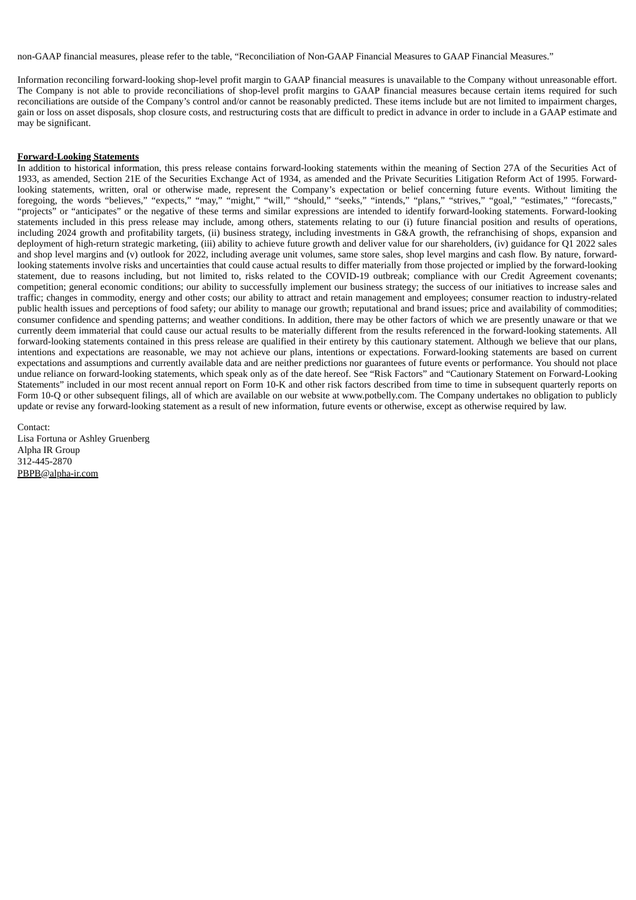non-GAAP financial measures, please refer to the table, "Reconciliation of Non-GAAP Financial Measures to GAAP Financial Measures."

Information reconciling forward-looking shop-level profit margin to GAAP financial measures is unavailable to the Company without unreasonable effort. The Company is not able to provide reconciliations of shop-level profit margins to GAAP financial measures because certain items required for such reconciliations are outside of the Company's control and/or cannot be reasonably predicted. These items include but are not limited to impairment charges, gain or loss on asset disposals, shop closure costs, and restructuring costs that are difficult to predict in advance in order to include in a GAAP estimate and may be significant.

**Forward-Looking Statements**

In addition to historical information, this press release contains forward-looking statements within the meaning of Section 27A of the Securities Act of 1933, as amended, Section 21E of the Securities Exchange Act of 1934, as amended and the Private Securities Litigation Reform Act of 1995. Forward-looking statements, written, oral or otherwise made, represent the Company's expectation or belief concerning future events. Without limiting the foregoing, the words "believes," "expects," "may," "might," "will," "should," "seeks," "intends," "plans," "strives," "goal," "estimates," "forecasts," "projects" or "anticipates" or the negative of these terms and similar expressions are intended to identify forward-looking statements. Forward-looking statements included in this press release may include, among others, statements relating to our (i) future financial position and results of operations, including 2024 growth and profitability targets, (ii) business strategy, including investments in G&A growth, the refranchising of shops, expansion and deployment of high-return strategic marketing, (iii) ability to achieve future growth and deliver value for our shareholders, (iv) guidance for Q1 2022 sales and shop level margins and (v) outlook for 2022, including average unit volumes, same store sales, shop level margins and cash flow. By nature, forward-looking statements involve risks and uncertainties that could cause actual results to differ materially from those projected or implied by the forward-looking statement, due to reasons including, but not limited to, risks related to the COVID-19 outbreak; compliance with our Credit Agreement covenants; competition; general economic conditions; our ability to successfully implement our business strategy; the success of our initiatives to increase sales and traffic; changes in commodity, energy and other costs; our ability to attract and retain management and employees; consumer reaction to industry-related public health issues and perceptions of food safety; our ability to manage our growth; reputational and brand issues; price and availability of commodities; consumer confidence and spending patterns; and weather conditions. In addition, there may be other factors of which we are presently unaware or that we currently deem immaterial that could cause our actual results to be materially different from the results referenced in the forward-looking statements. All forward-looking statements contained in this press release are qualified in their entirety by this cautionary statement. Although we believe that our plans, intentions and expectations are reasonable, we may not achieve our plans, intentions or expectations. Forward-looking statements are based on current expectations and assumptions and currently available data and are neither predictions nor guarantees of future events or performance. You should not place undue reliance on forward-looking statements, which speak only as of the date hereof. See "Risk Factors" and "Cautionary Statement on Forward-Looking Statements" included in our most recent annual report on Form 10-K and other risk factors described from time to time in subsequent quarterly reports on Form 10-Q or other subsequent filings, all of which are available on our website at www.potbelly.com. The Company undertakes no obligation to publicly update or revise any forward-looking statement as a result of new information, future events or otherwise, except as otherwise required by law.

Contact:
Lisa Fortuna or Ashley Gruenberg
Alpha IR Group
312-445-2870
PBPB@alpha-ir.com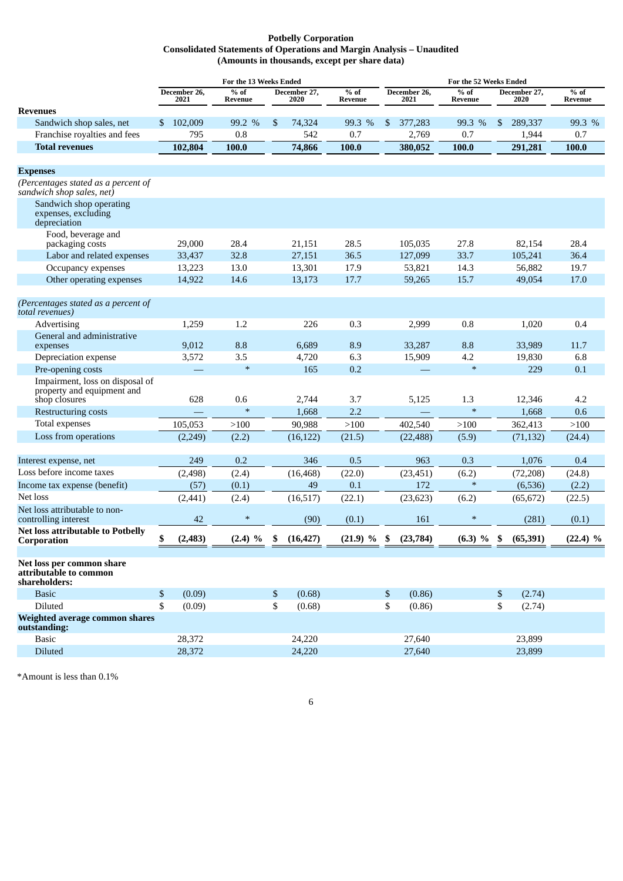**Potbelly Corporation**
**Consolidated Statements of Operations and Margin Analysis – Unaudited**
**(Amounts in thousands, except per share data)**

| | For the 13 Weeks Ended | | | | For the 52 Weeks Ended | | | |
|---|---|---|---|---|---|---|---|---|
| | December 26, 2021 | % of Revenue | December 27, 2020 | % of Revenue | December 26, 2021 | % of Revenue | December 27, 2020 | % of Revenue |
| **Revenues** | | | | | | | | |
| Sandwich shop sales, net | $ 102,009 | 99.2 % | $ 74,324 | 99.3 % | $ 377,283 | 99.3 % | $ 289,337 | 99.3 % |
| Franchise royalties and fees | 795 | 0.8 | 542 | 0.7 | 2,769 | 0.7 | 1,944 | 0.7 |
| **Total revenues** | **102,804** | **100.0** | **74,866** | **100.0** | **380,052** | **100.0** | **291,281** | **100.0** |
| **Expenses** | | | | | | | | |
| *(Percentages stated as a percent of sandwich shop sales, net)* | | | | | | | | |
| Sandwich shop operating expenses, excluding depreciation | | | | | | | | |
| Food, beverage and packaging costs | 29,000 | 28.4 | 21,151 | 28.5 | 105,035 | 27.8 | 82,154 | 28.4 |
| Labor and related expenses | 33,437 | 32.8 | 27,151 | 36.5 | 127,099 | 33.7 | 105,241 | 36.4 |
| Occupancy expenses | 13,223 | 13.0 | 13,301 | 17.9 | 53,821 | 14.3 | 56,882 | 19.7 |
| Other operating expenses | 14,922 | 14.6 | 13,173 | 17.7 | 59,265 | 15.7 | 49,054 | 17.0 |
| *(Percentages stated as a percent of total revenues)* | | | | | | | | |
| Advertising | 1,259 | 1.2 | 226 | 0.3 | 2,999 | 0.8 | 1,020 | 0.4 |
| General and administrative expenses | 9,012 | 8.8 | 6,689 | 8.9 | 33,287 | 8.8 | 33,989 | 11.7 |
| Depreciation expense | 3,572 | 3.5 | 4,720 | 6.3 | 15,909 | 4.2 | 19,830 | 6.8 |
| Pre-opening costs | — | * | 165 | 0.2 | — | * | 229 | 0.1 |
| Impairment, loss on disposal of property and equipment and shop closures | 628 | 0.6 | 2,744 | 3.7 | 5,125 | 1.3 | 12,346 | 4.2 |
| Restructuring costs | — | * | 1,668 | 2.2 | — | * | 1,668 | 0.6 |
| Total expenses | 105,053 | >100 | 90,988 | >100 | 402,540 | >100 | 362,413 | >100 |
| Loss from operations | (2,249) | (2.2) | (16,122) | (21.5) | (22,488) | (5.9) | (71,132) | (24.4) |
| Interest expense, net | 249 | 0.2 | 346 | 0.5 | 963 | 0.3 | 1,076 | 0.4 |
| Loss before income taxes | (2,498) | (2.4) | (16,468) | (22.0) | (23,451) | (6.2) | (72,208) | (24.8) |
| Income tax expense (benefit) | (57) | (0.1) | 49 | 0.1 | 172 | * | (6,536) | (2.2) |
| Net loss | (2,441) | (2.4) | (16,517) | (22.1) | (23,623) | (6.2) | (65,672) | (22.5) |
| Net loss attributable to non-controlling interest | 42 | * | (90) | (0.1) | 161 | * | (281) | (0.1) |
| **Net loss attributable to Potbelly Corporation** | **$ (2,483)** | **(2.4) %** | **$ (16,427)** | **(21.9) %** | **$ (23,784)** | **(6.3) %** | **$ (65,391)** | **(22.4) %** |
| **Net loss per common share attributable to common shareholders:** | | | | | | | | |
| Basic | $ (0.09) | | $ (0.68) | | $ (0.86) | | $ (2.74) | |
| Diluted | $ (0.09) | | $ (0.68) | | $ (0.86) | | $ (2.74) | |
| **Weighted average common shares outstanding:** | | | | | | | | |
| Basic | 28,372 | | 24,220 | | 27,640 | | 23,899 | |
| Diluted | 28,372 | | 24,220 | | 27,640 | | 23,899 | |

*Amount is less than 0.1%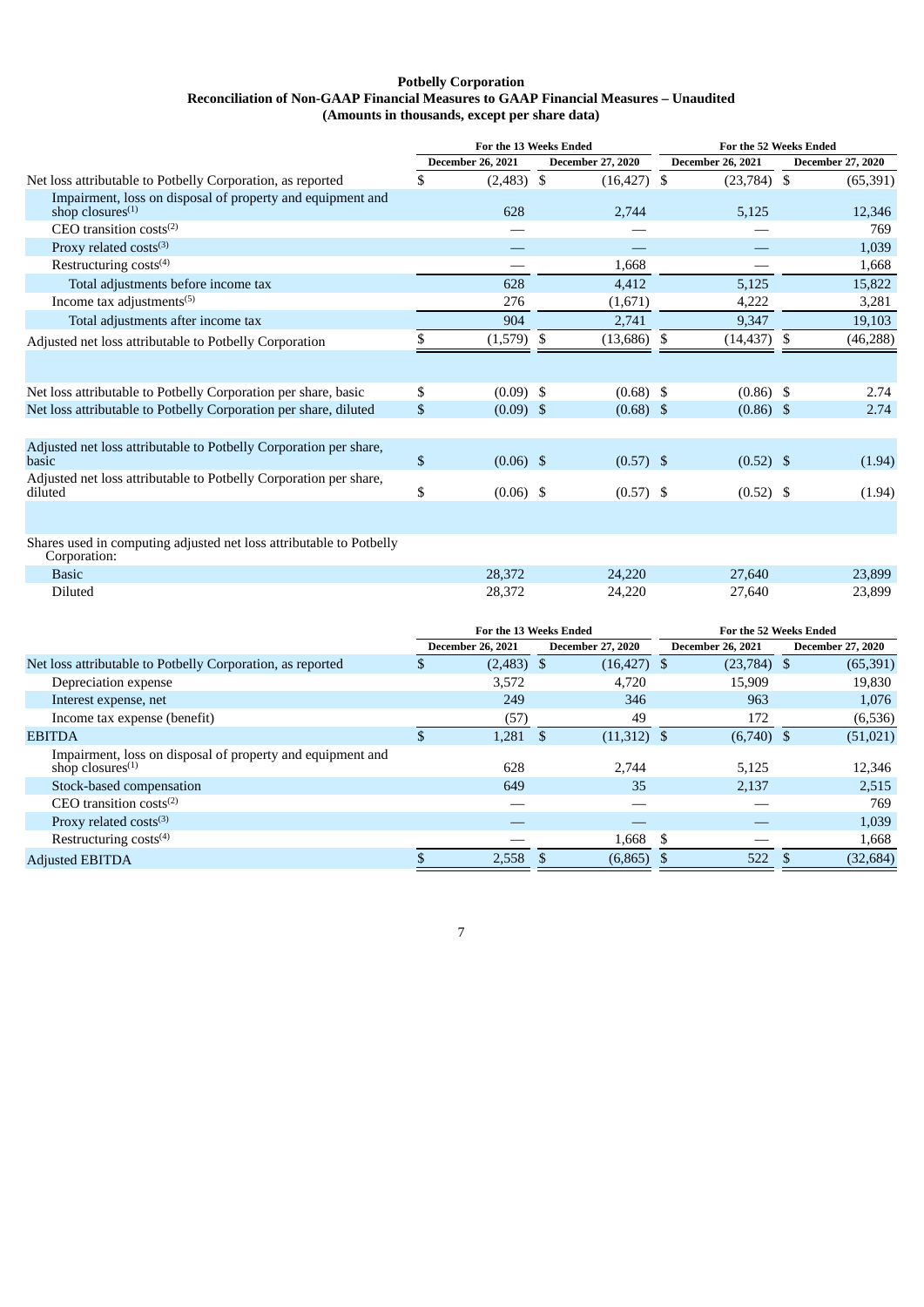**Potbelly Corporation**

**Reconciliation of Non-GAAP Financial Measures to GAAP Financial Measures – Unaudited**

**(Amounts in thousands, except per share data)**

| | For the 13 Weeks Ended | | For the 52 Weeks Ended | |
|---|---|---|---|---|
| | December 26, 2021 | December 27, 2020 | December 26, 2021 | December 27, 2020 |
| Net loss attributable to Potbelly Corporation, as reported | $ (2,483) | $ (16,427) | $ (23,784) | $ (65,391) |
| Impairment, loss on disposal of property and equipment and shop closures[1] | 628 | 2,744 | 5,125 | 12,346 |
| CEO transition costs[2] | — | — | — | 769 |
| Proxy related costs[3] | — | — | — | 1,039 |
| Restructuring costs[4] | — | 1,668 | — | 1,668 |
| Total adjustments before income tax | 628 | 4,412 | 5,125 | 15,822 |
| Income tax adjustments[5] | 276 | (1,671) | 4,222 | 3,281 |
| Total adjustments after income tax | 904 | 2,741 | 9,347 | 19,103 |
| Adjusted net loss attributable to Potbelly Corporation | $ (1,579) | $ (13,686) | $ (14,437) | $ (46,288) |
| | | | | |
| Net loss attributable to Potbelly Corporation per share, basic | $ (0.09) | $ (0.68) | $ (0.86) | $ 2.74 |
| Net loss attributable to Potbelly Corporation per share, diluted | $ (0.09) | $ (0.68) | $ (0.86) | $ 2.74 |
| | | | | |
| Adjusted net loss attributable to Potbelly Corporation per share, basic | $ (0.06) | $ (0.57) | $ (0.52) | $ (1.94) |
| Adjusted net loss attributable to Potbelly Corporation per share, diluted | $ (0.06) | $ (0.57) | $ (0.52) | $ (1.94) |
| | | | | |
| Shares used in computing adjusted net loss attributable to Potbelly Corporation: | | | | |
| Basic | 28,372 | 24,220 | 27,640 | 23,899 |
| Diluted | 28,372 | 24,220 | 27,640 | 23,899 |

| | For the 13 Weeks Ended | | For the 52 Weeks Ended | |
|---|---|---|---|---|
| | December 26, 2021 | December 27, 2020 | December 26, 2021 | December 27, 2020 |
| Net loss attributable to Potbelly Corporation, as reported | $ (2,483) | $ (16,427) | $ (23,784) | $ (65,391) |
| Depreciation expense | 3,572 | 4,720 | 15,909 | 19,830 |
| Interest expense, net | 249 | 346 | 963 | 1,076 |
| Income tax expense (benefit) | (57) | 49 | 172 | (6,536) |
| EBITDA | $ 1,281 | $ (11,312) | $ (6,740) | $ (51,021) |
| Impairment, loss on disposal of property and equipment and shop closures[1] | 628 | 2,744 | 5,125 | 12,346 |
| Stock-based compensation | 649 | 35 | 2,137 | 2,515 |
| CEO transition costs[2] | — | — | — | 769 |
| Proxy related costs[3] | — | — | — | 1,039 |
| Restructuring costs[4] | — | 1,668 | $ — | 1,668 |
| Adjusted EBITDA | $ 2,558 | $ (6,865) | $ 522 | $ (32,684) |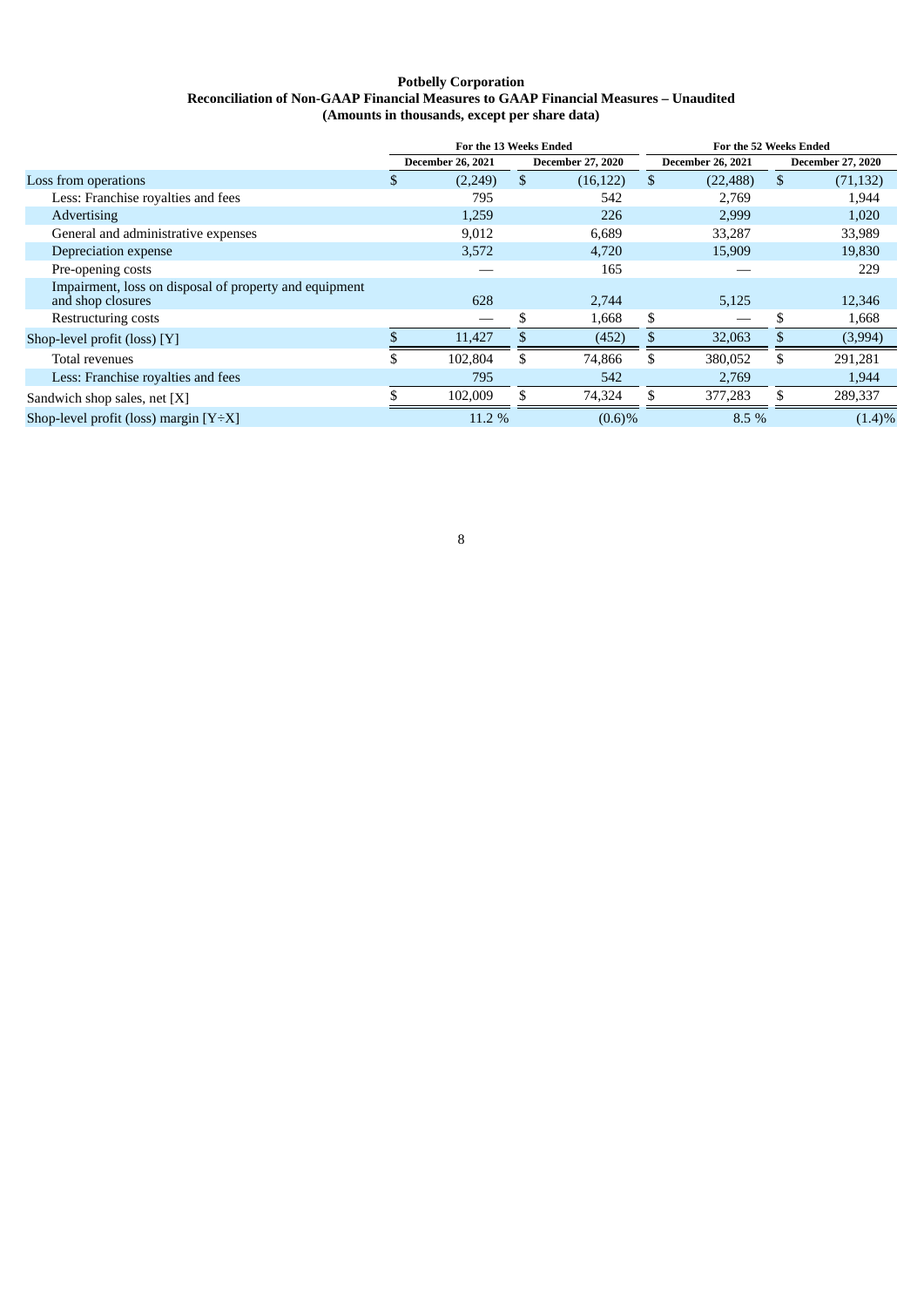**Potbelly Corporation**
**Reconciliation of Non-GAAP Financial Measures to GAAP Financial Measures – Unaudited**
**(Amounts in thousands, except per share data)**

| | For the 13 Weeks Ended | | For the 52 Weeks Ended | |
|---|---|---|---|---|
| | December 26, 2021 | December 27, 2020 | December 26, 2021 | December 27, 2020 |
| Loss from operations | $ (2,249) | $ (16,122) | $ (22,488) | $ (71,132) |
| Less: Franchise royalties and fees | 795 | 542 | 2,769 | 1,944 |
| Advertising | 1,259 | 226 | 2,999 | 1,020 |
| General and administrative expenses | 9,012 | 6,689 | 33,287 | 33,989 |
| Depreciation expense | 3,572 | 4,720 | 15,909 | 19,830 |
| Pre-opening costs | — | 165 | — | 229 |
| Impairment, loss on disposal of property and equipment and shop closures | 628 | 2,744 | 5,125 | 12,346 |
| Restructuring costs | — | $ 1,668 | $ — | $ 1,668 |
| Shop-level profit (loss) [Y] | $ 11,427 | $ (452) | $ 32,063 | $ (3,994) |
| Total revenues | $ 102,804 | $ 74,866 | $ 380,052 | $ 291,281 |
| Less: Franchise royalties and fees | 795 | 542 | 2,769 | 1,944 |
| Sandwich shop sales, net [X] | $ 102,009 | $ 74,324 | $ 377,283 | $ 289,337 |
| Shop-level profit (loss) margin [Y÷X] | 11.2 % | (0.6)% | 8.5 % | (1.4)% |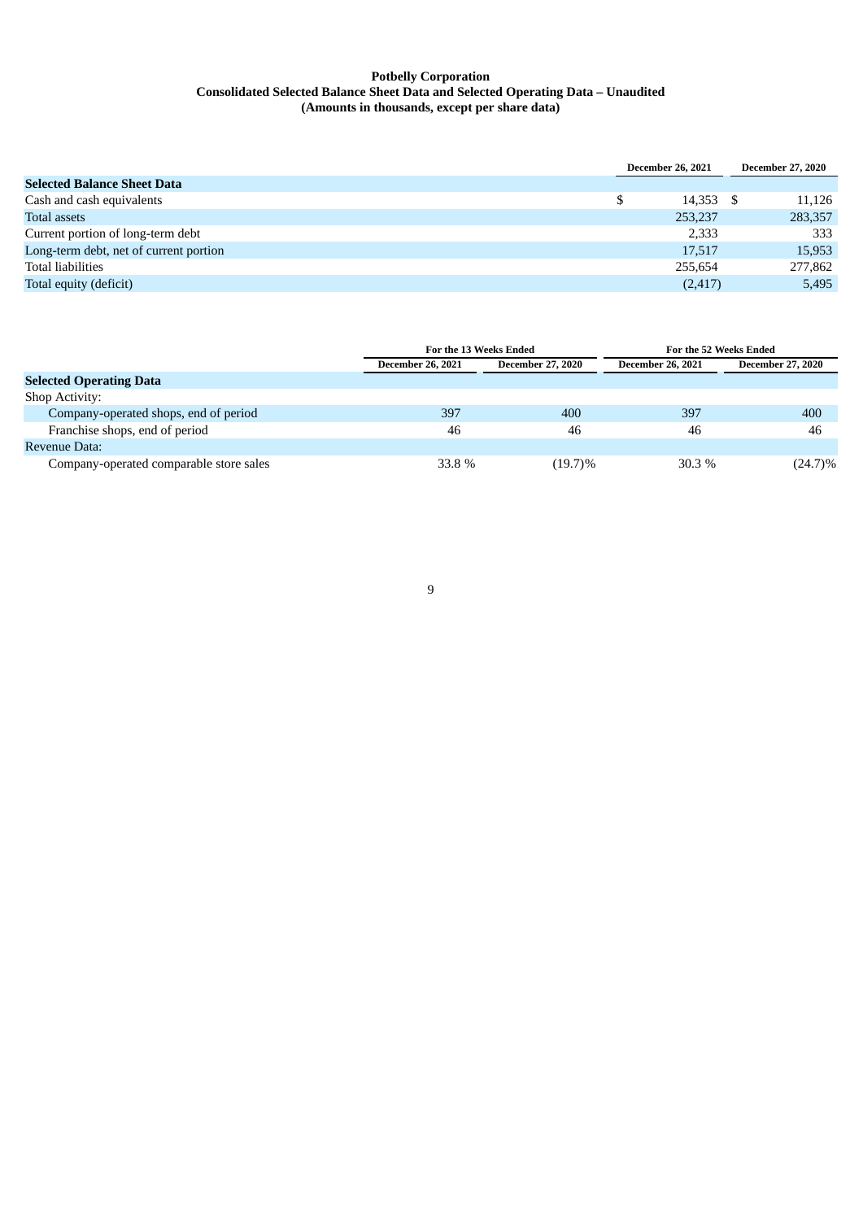**Potbelly Corporation**
**Consolidated Selected Balance Sheet Data and Selected Operating Data – Unaudited**
**(Amounts in thousands, except per share data)**

| | December 26, 2021 | December 27, 2020 |
|---|---|---|
| **Selected Balance Sheet Data** | | |
| Cash and cash equivalents | $ 14,353 | $ 11,126 |
| Total assets | 253,237 | 283,357 |
| Current portion of long-term debt | 2,333 | 333 |
| Long-term debt, net of current portion | 17,517 | 15,953 |
| Total liabilities | 255,654 | 277,862 |
| Total equity (deficit) | (2,417) | 5,495 |

| | For the 13 Weeks Ended | | For the 52 Weeks Ended | |
|---|---|---|---|---|
| | December 26, 2021 | December 27, 2020 | December 26, 2021 | December 27, 2020 |
| **Selected Operating Data** | | | | |
| Shop Activity: | | | | |
| Company-operated shops, end of period | 397 | 400 | 397 | 400 |
| Franchise shops, end of period | 46 | 46 | 46 | 46 |
| Revenue Data: | | | | |
| Company-operated comparable store sales | 33.8 % | (19.7)% | 30.3 % | (24.7)% |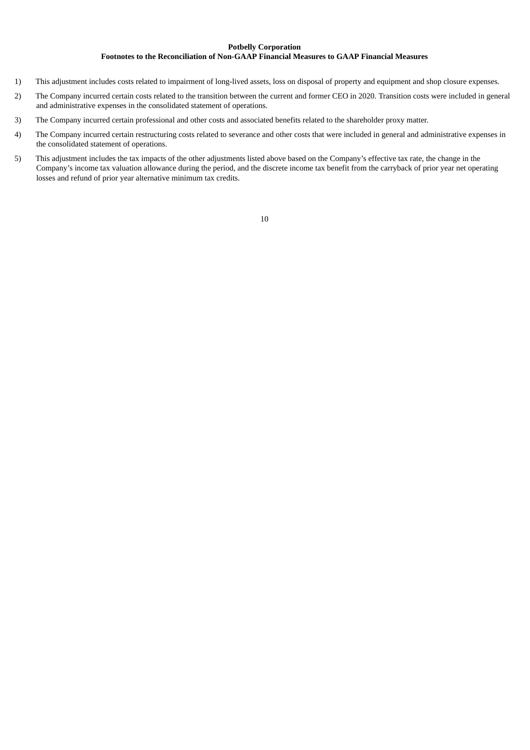**Potbelly Corporation**
**Footnotes to the Reconciliation of Non-GAAP Financial Measures to GAAP Financial Measures**

1) This adjustment includes costs related to impairment of long-lived assets, loss on disposal of property and equipment and shop closure expenses.

2) The Company incurred certain costs related to the transition between the current and former CEO in 2020. Transition costs were included in general and administrative expenses in the consolidated statement of operations.

3) The Company incurred certain professional and other costs and associated benefits related to the shareholder proxy matter.

4) The Company incurred certain restructuring costs related to severance and other costs that were included in general and administrative expenses in the consolidated statement of operations.

5) This adjustment includes the tax impacts of the other adjustments listed above based on the Company's effective tax rate, the change in the Company's income tax valuation allowance during the period, and the discrete income tax benefit from the carryback of prior year net operating losses and refund of prior year alternative minimum tax credits.